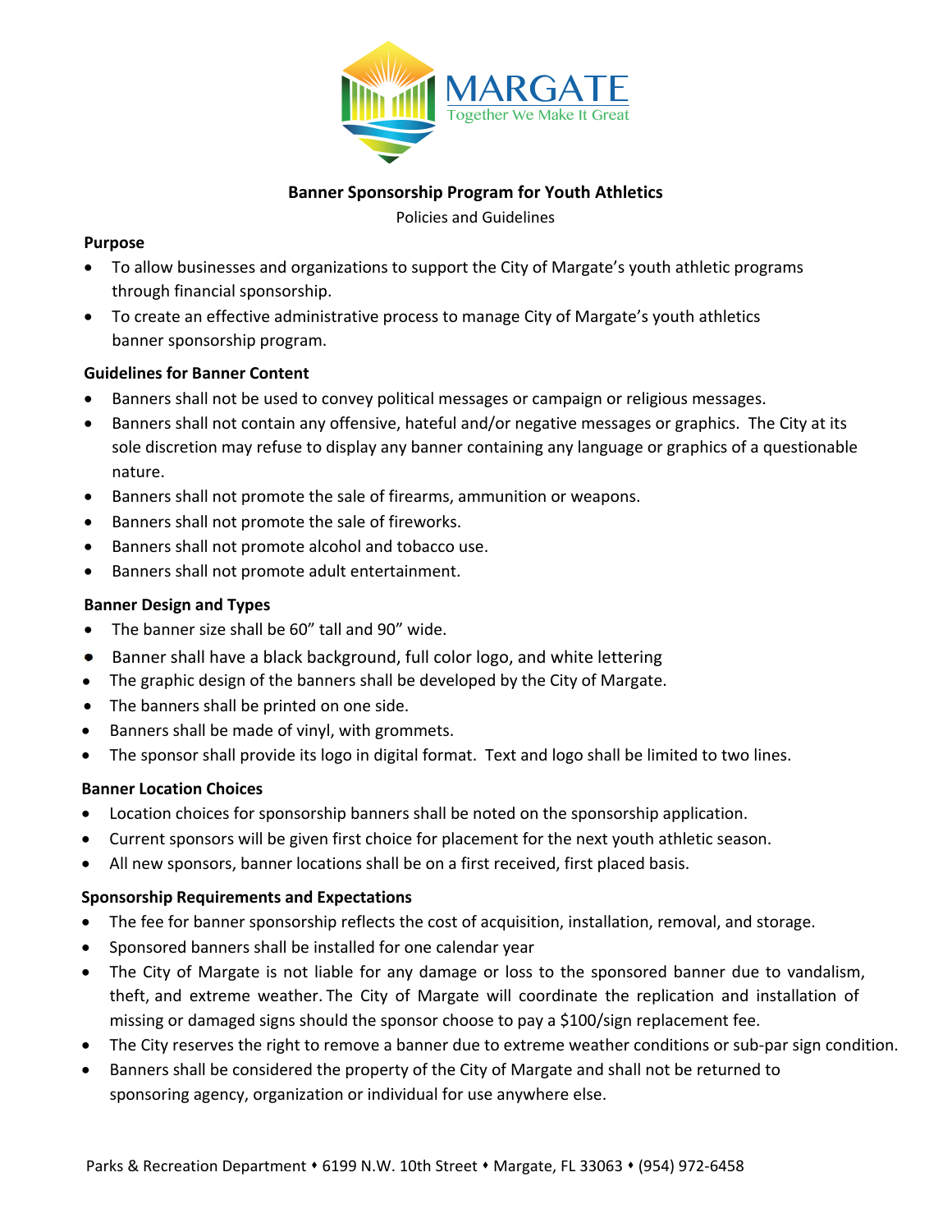MARGATE
Together We Make It Great

# Banner Sponsorship Program for Youth Athletics

Policies and Guidelines

**Purpose**

- To allow businesses and organizations to support the City of Margate's youth athletic programs through financial sponsorship.
- To create an effective administrative process to manage City of Margate's youth athletics banner sponsorship program.

**Guidelines for Banner Content**

- Banners shall not be used to convey political messages or campaign or religious messages.
- Banners shall not contain any offensive, hateful and/or negative messages or graphics. The City at its sole discretion may refuse to display any banner containing any language or graphics of a questionable nature.
- Banners shall not promote the sale of firearms, ammunition or weapons.
- Banners shall not promote the sale of fireworks.
- Banners shall not promote alcohol and tobacco use.
- Banners shall not promote adult entertainment.

**Banner Design and Types**

- The banner size shall be 60" tall and 90" wide.
- Banner shall have a black background, full color logo, and white lettering
- The graphic design of the banners shall be developed by the City of Margate.
- The banners shall be printed on one side.
- Banners shall be made of vinyl, with grommets.
- The sponsor shall provide its logo in digital format. Text and logo shall be limited to two lines.

**Banner Location Choices**

- Location choices for sponsorship banners shall be noted on the sponsorship application.
- Current sponsors will be given first choice for placement for the next youth athletic season.
- All new sponsors, banner locations shall be on a first received, first placed basis.

**Sponsorship Requirements and Expectations**

- The fee for banner sponsorship reflects the cost of acquisition, installation, removal, and storage.
- Sponsored banners shall be installed for one calendar year
- The City of Margate is not liable for any damage or loss to the sponsored banner due to vandalism, theft, and extreme weather. The City of Margate will coordinate the replication and installation of missing or damaged signs should the sponsor choose to pay a $100/sign replacement fee.
- The City reserves the right to remove a banner due to extreme weather conditions or sub-par sign condition.
- Banners shall be considered the property of the City of Margate and shall not be returned to sponsoring agency, organization or individual for use anywhere else.

Parks & Recreation Department ⬩ 6199 N.W. 10th Street ⬩ Margate, FL 33063 ⬩ (954) 972-6458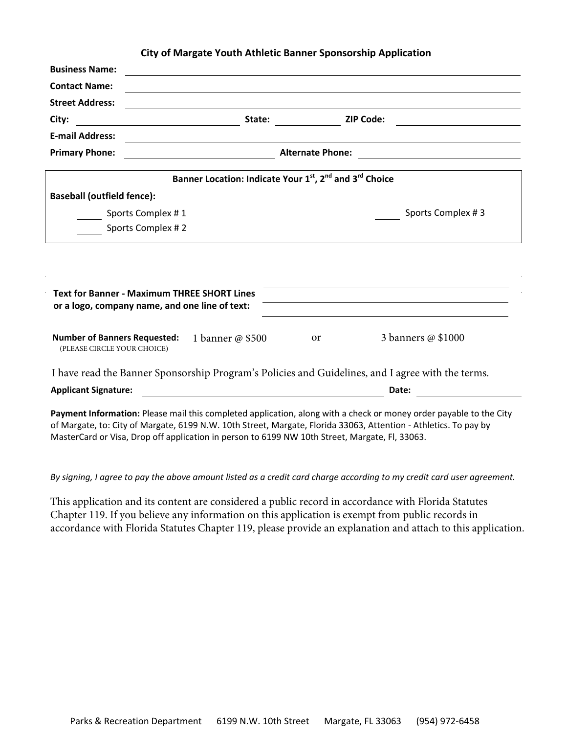## City of Margate Youth Athletic Banner Sponsorship Application

**Business Name:** ______________________________

**Contact Name:** ______________________________

**Street Address:** ______________________________

**City:** ______________ **State:** ________ **ZIP Code:** ____________

**E-mail Address:** ______________________________

**Primary Phone:** ______________ **Alternate Phone:** ______________

**Banner Location: Indicate Your 1st, 2nd and 3rd Choice**

**Baseball (outfield fence):**

_____ Sports Complex # 1

_____ Sports Complex # 2

_____ Sports Complex # 3

**Text for Banner - Maximum THREE SHORT Lines or a logo, company name, and one line of text:**

______________________________

______________________________

______________________________

**Number of Banners Requested:** (PLEASE CIRCLE YOUR CHOICE) 1 banner @ $500 or 3 banners @ $1000

I have read the Banner Sponsorship Program's Policies and Guidelines, and I agree with the terms.

**Applicant Signature:** ______________________________ **Date:** ____________

**Payment Information:** Please mail this completed application, along with a check or money order payable to the City of Margate, to: City of Margate, 6199 N.W. 10th Street, Margate, Florida 33063, Attention - Athletics. To pay by MasterCard or Visa, Drop off application in person to 6199 NW 10th Street, Margate, Fl, 33063.

*By signing, I agree to pay the above amount listed as a credit card charge according to my credit card user agreement.*

This application and its content are considered a public record in accordance with Florida Statutes Chapter 119. If you believe any information on this application is exempt from public records in accordance with Florida Statutes Chapter 119, please provide an explanation and attach to this application.

Parks & Recreation Department 6199 N.W. 10th Street Margate, FL 33063 (954) 972-6458